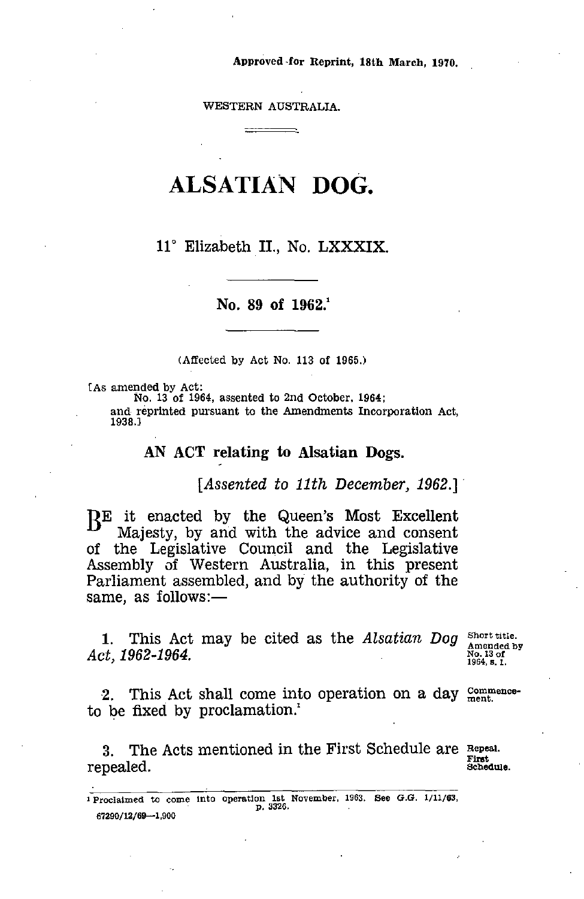Approved for Reprint, 18th March, 1970.

WESTERN AUSTRALIA.

# ALSATIAN DOG.

11° Elizabeth II., No. LXXXIX.

## No. 89 of 1962.[1]

(Affected by Act No. 113 of 1965.)

[As amended by Act:
No. 13 of 1964, assented to 2nd October, 1964;
and reprinted pursuant to the Amendments Incorporation Act, 1938.]

### AN ACT relating to Alsatian Dogs.

*[Assented to 11th December, 1962.]*

BE it enacted by the Queen's Most Excellent Majesty, by and with the advice and consent of the Legislative Council and the Legislative Assembly of Western Australia, in this present Parliament assembled, and by the authority of the same, as follows:—

1. This Act may be cited as the *Alsatian Dog Act, 1962-1964.* *(Short title. Amended by No. 13 of 1964, s. 1.)*

2. This Act shall come into operation on a day to be fixed by proclamation.[1] *(Commencement.)*

3. The Acts mentioned in the First Schedule are repealed. *(Repeal. First Schedule.)*

---

[1] Proclaimed to come into operation 1st November, 1963. See G.G. 1/11/63, p. 3326.

67290/12/69—1,900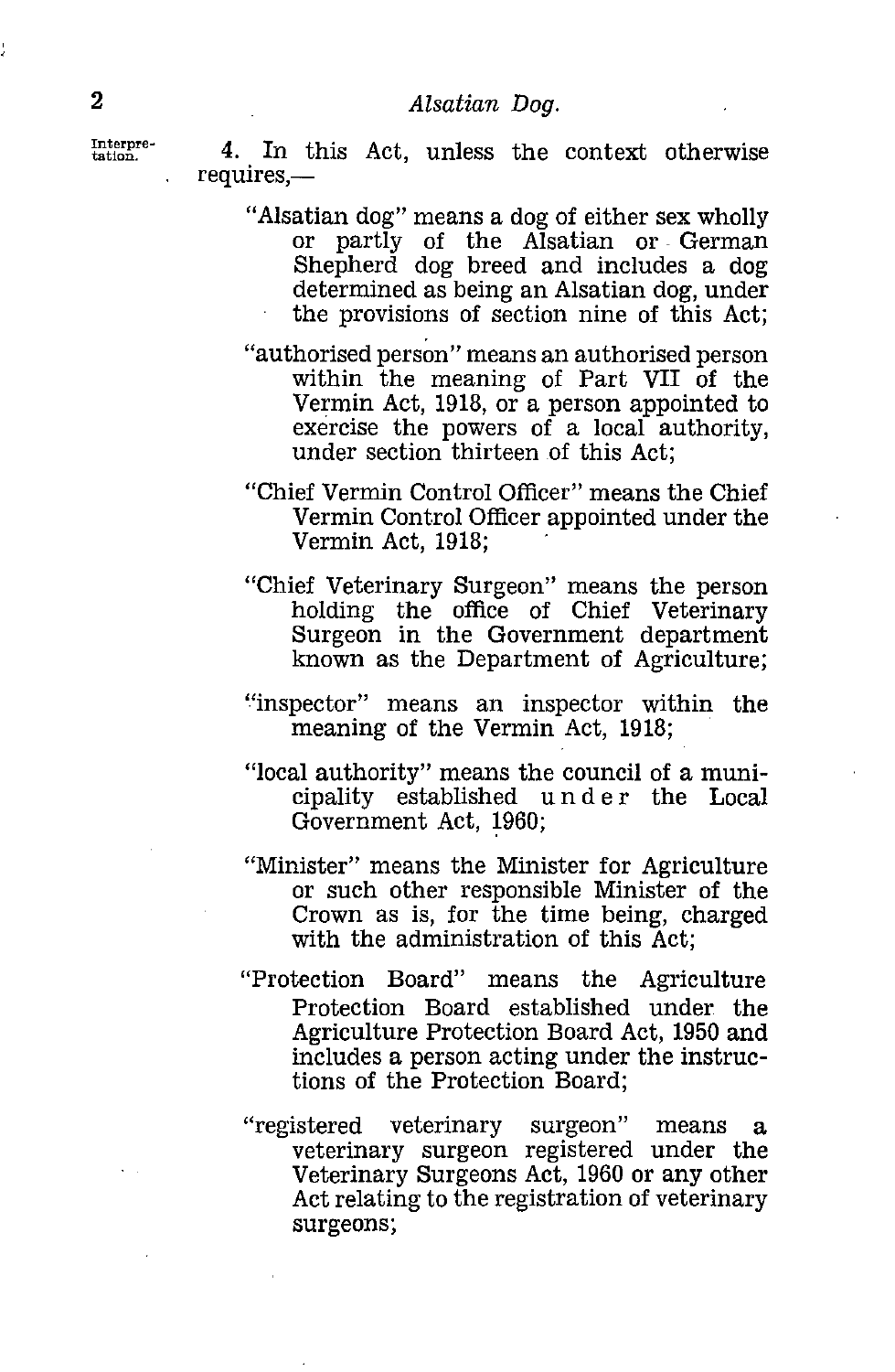Interpretation.

4. In this Act, unless the context otherwise requires,—

"Alsatian dog" means a dog of either sex wholly or partly of the Alsatian or German Shepherd dog breed and includes a dog determined as being an Alsatian dog, under the provisions of section nine of this Act;

"authorised person" means an authorised person within the meaning of Part VII of the Vermin Act, 1918, or a person appointed to exercise the powers of a local authority, under section thirteen of this Act;

"Chief Vermin Control Officer" means the Chief Vermin Control Officer appointed under the Vermin Act, 1918;

"Chief Veterinary Surgeon" means the person holding the office of Chief Veterinary Surgeon in the Government department known as the Department of Agriculture;

"inspector" means an inspector within the meaning of the Vermin Act, 1918;

"local authority" means the council of a municipality established under the Local Government Act, 1960;

"Minister" means the Minister for Agriculture or such other responsible Minister of the Crown as is, for the time being, charged with the administration of this Act;

"Protection Board" means the Agriculture Protection Board established under the Agriculture Protection Board Act, 1950 and includes a person acting under the instructions of the Protection Board;

"registered veterinary surgeon" means a veterinary surgeon registered under the Veterinary Surgeons Act, 1960 or any other Act relating to the registration of veterinary surgeons;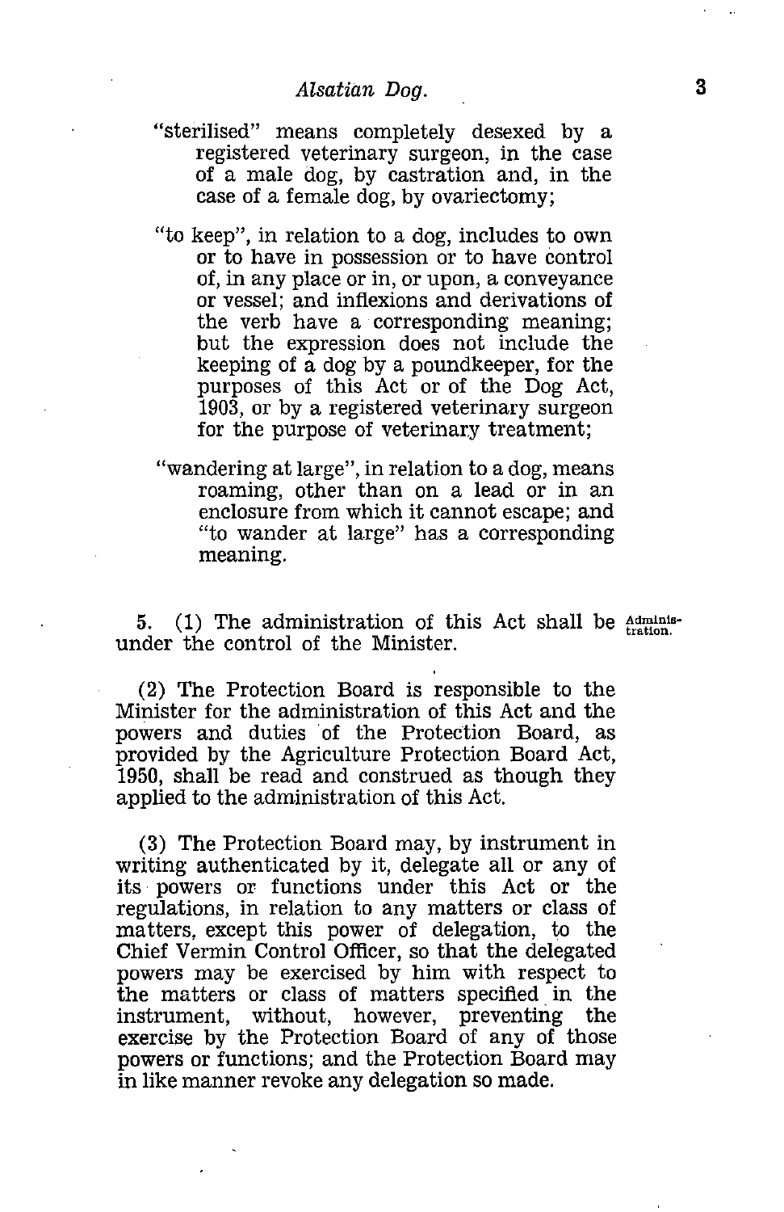"sterilised" means completely desexed by a registered veterinary surgeon, in the case of a male dog, by castration and, in the case of a female dog, by ovariectomy;

"to keep", in relation to a dog, includes to own or to have in possession or to have control of, in any place or in, or upon, a conveyance or vessel; and inflexions and derivations of the verb have a corresponding meaning; but the expression does not include the keeping of a dog by a poundkeeper, for the purposes of this Act or of the Dog Act, 1903, or by a registered veterinary surgeon for the purpose of veterinary treatment;

"wandering at large", in relation to a dog, means roaming, other than on a lead or in an enclosure from which it cannot escape; and "to wander at large" has a corresponding meaning.

5. (1) The administration of this Act shall be under the control of the Minister. Administration.

(2) The Protection Board is responsible to the Minister for the administration of this Act and the powers and duties of the Protection Board, as provided by the Agriculture Protection Board Act, 1950, shall be read and construed as though they applied to the administration of this Act.

(3) The Protection Board may, by instrument in writing authenticated by it, delegate all or any of its powers or functions under this Act or the regulations, in relation to any matters or class of matters, except this power of delegation, to the Chief Vermin Control Officer, so that the delegated powers may be exercised by him with respect to the matters or class of matters specified in the instrument, without, however, preventing the exercise by the Protection Board of any of those powers or functions; and the Protection Board may in like manner revoke any delegation so made.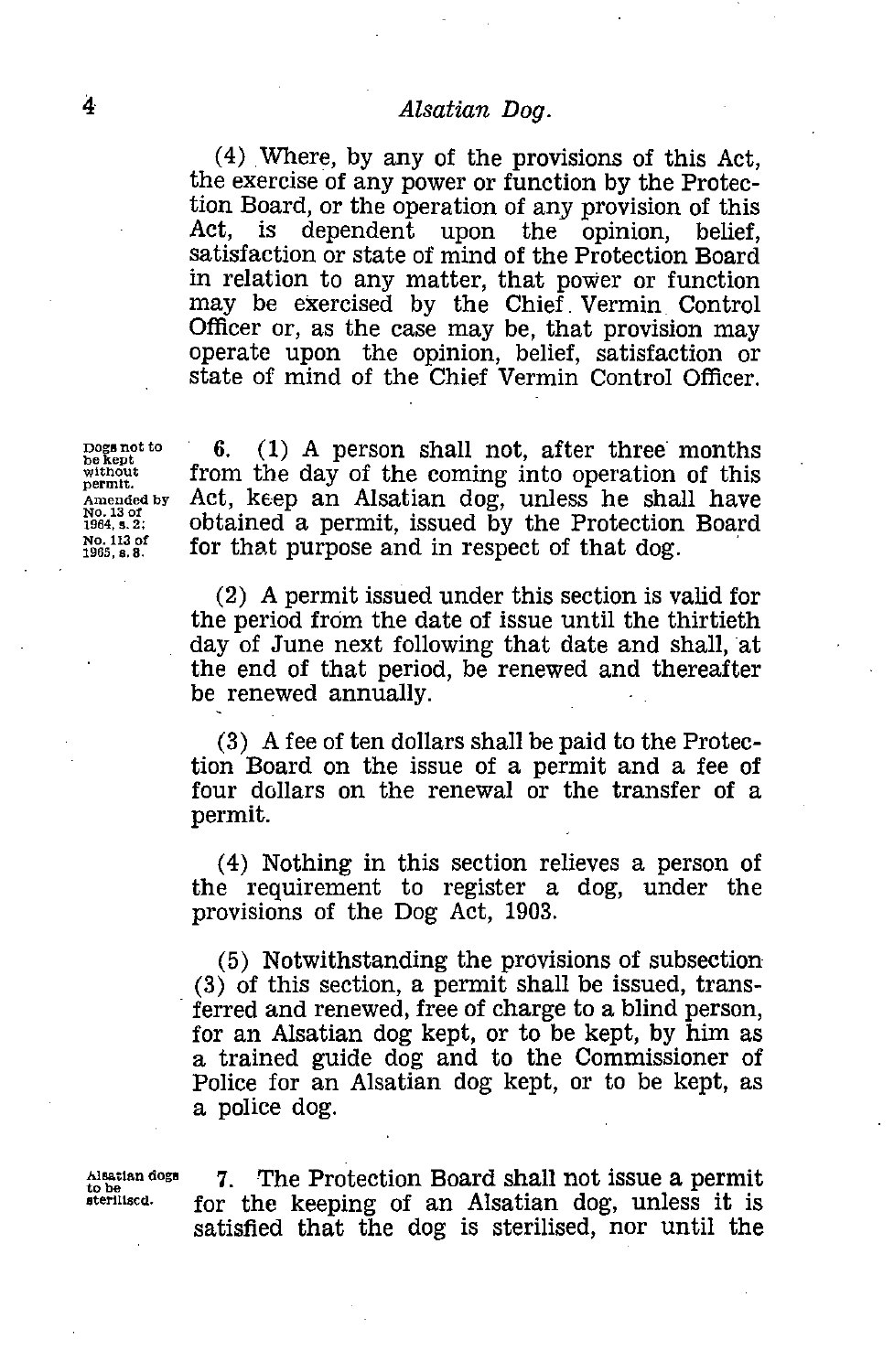(4) Where, by any of the provisions of this Act, the exercise of any power or function by the Protection Board, or the operation of any provision of this Act, is dependent upon the opinion, belief, satisfaction or state of mind of the Protection Board in relation to any matter, that power or function may be exercised by the Chief Vermin Control Officer or, as the case may be, that provision may operate upon the opinion, belief, satisfaction or state of mind of the Chief Vermin Control Officer.

Dogs not to be kept without permit. Amended by No. 13 of 1964, s. 2; No. 113 of 1965, s. 8.

6. (1) A person shall not, after three months from the day of the coming into operation of this Act, keep an Alsatian dog, unless he shall have obtained a permit, issued by the Protection Board for that purpose and in respect of that dog.

(2) A permit issued under this section is valid for the period from the date of issue until the thirtieth day of June next following that date and shall, at the end of that period, be renewed and thereafter be renewed annually.

(3) A fee of ten dollars shall be paid to the Protection Board on the issue of a permit and a fee of four dollars on the renewal or the transfer of a permit.

(4) Nothing in this section relieves a person of the requirement to register a dog, under the provisions of the Dog Act, 1903.

(5) Notwithstanding the provisions of subsection (3) of this section, a permit shall be issued, transferred and renewed, free of charge to a blind person, for an Alsatian dog kept, or to be kept, by him as a trained guide dog and to the Commissioner of Police for an Alsatian dog kept, or to be kept, as a police dog.

Alsatian dogs to be sterilised.

7. The Protection Board shall not issue a permit for the keeping of an Alsatian dog, unless it is satisfied that the dog is sterilised, nor until the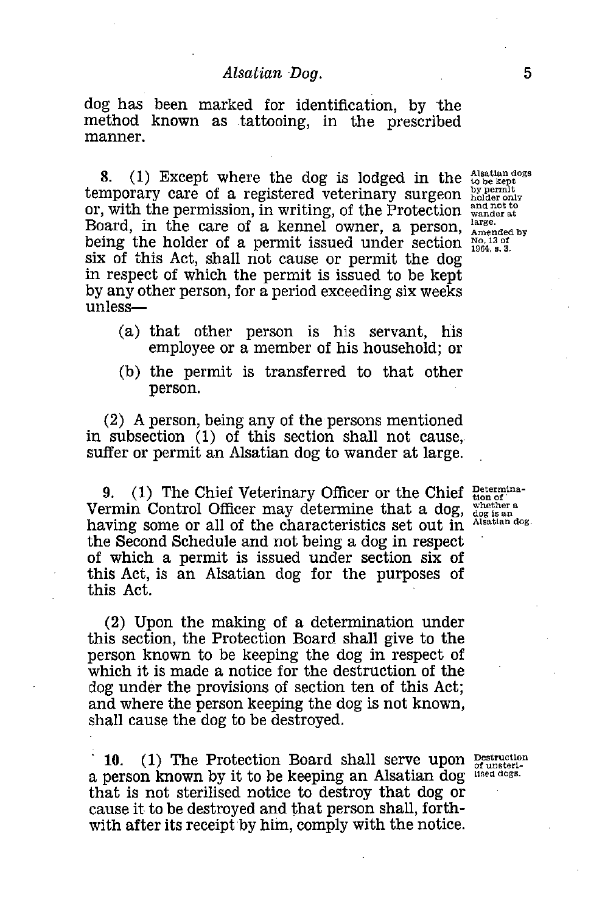dog has been marked for identification, by the method known as tattooing, in the prescribed manner.

Alsatian dogs to be kept by permit holder only and not to wander at large. Amended by No. 13 of 1964, s. 3.

**8.** (1) Except where the dog is lodged in the temporary care of a registered veterinary surgeon or, with the permission, in writing, of the Protection Board, in the care of a kennel owner, a person, being the holder of a permit issued under section six of this Act, shall not cause or permit the dog in respect of which the permit is issued to be kept by any other person, for a period exceeding six weeks unless—

(a) that other person is his servant, his employee or a member of his household; or

(b) the permit is transferred to that other person.

(2) A person, being any of the persons mentioned in subsection (1) of this section shall not cause, suffer or permit an Alsatian dog to wander at large.

Determination of whether a dog is an Alsatian dog.

**9.** (1) The Chief Veterinary Officer or the Chief Vermin Control Officer may determine that a dog, having some or all of the characteristics set out in the Second Schedule and not being a dog in respect of which a permit is issued under section six of this Act, is an Alsatian dog for the purposes of this Act.

(2) Upon the making of a determination under this section, the Protection Board shall give to the person known to be keeping the dog in respect of which it is made a notice for the destruction of the dog under the provisions of section ten of this Act; and where the person keeping the dog is not known, shall cause the dog to be destroyed.

Destruction of unsterilised dogs.

**10.** (1) The Protection Board shall serve upon a person known by it to be keeping an Alsatian dog that is not sterilised notice to destroy that dog or cause it to be destroyed and that person shall, forthwith after its receipt by him, comply with the notice.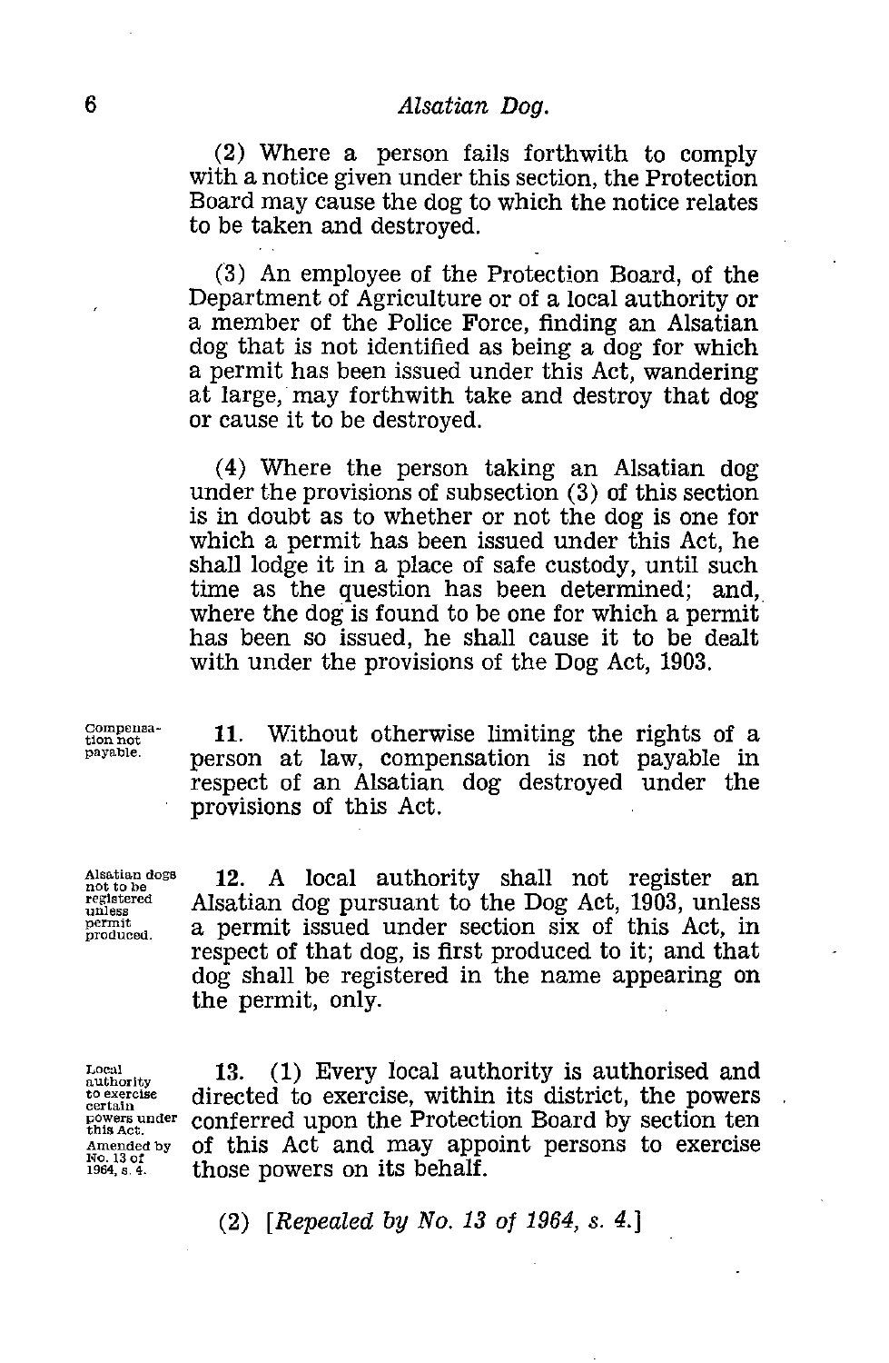(2) Where a person fails forthwith to comply with a notice given under this section, the Protection Board may cause the dog to which the notice relates to be taken and destroyed.

(3) An employee of the Protection Board, of the Department of Agriculture or of a local authority or a member of the Police Force, finding an Alsatian dog that is not identified as being a dog for which a permit has been issued under this Act, wandering at large, may forthwith take and destroy that dog or cause it to be destroyed.

(4) Where the person taking an Alsatian dog under the provisions of subsection (3) of this section is in doubt as to whether or not the dog is one for which a permit has been issued under this Act, he shall lodge it in a place of safe custody, until such time as the question has been determined; and, where the dog is found to be one for which a permit has been so issued, he shall cause it to be dealt with under the provisions of the Dog Act, 1903.

*Compensation not payable.*

**11.** Without otherwise limiting the rights of a person at law, compensation is not payable in respect of an Alsatian dog destroyed under the provisions of this Act.

*Alsatian dogs not to be registered unless permit produced.*

**12.** A local authority shall not register an Alsatian dog pursuant to the Dog Act, 1903, unless a permit issued under section six of this Act, in respect of that dog, is first produced to it; and that dog shall be registered in the name appearing on the permit, only.

*Local authority to exercise certain powers under this Act. Amended by No. 13 of 1964, s. 4.*

**13.** (1) Every local authority is authorised and directed to exercise, within its district, the powers conferred upon the Protection Board by section ten of this Act and may appoint persons to exercise those powers on its behalf.

(2) [*Repealed by No. 13 of 1964, s. 4.*]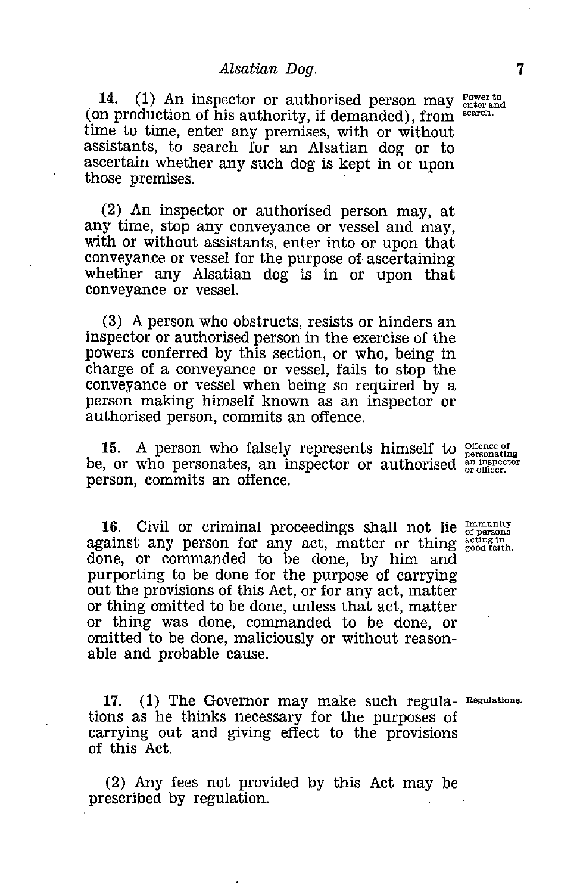**14.** (1) An inspector or authorised person may (on production of his authority, if demanded), from time to time, enter any premises, with or without assistants, to search for an Alsatian dog or to ascertain whether any such dog is kept in or upon those premises.

*Power to enter and search.*

(2) An inspector or authorised person may, at any time, stop any conveyance or vessel and may, with or without assistants, enter into or upon that conveyance or vessel for the purpose of ascertaining whether any Alsatian dog is in or upon that conveyance or vessel.

(3) A person who obstructs, resists or hinders an inspector or authorised person in the exercise of the powers conferred by this section, or who, being in charge of a conveyance or vessel, fails to stop the conveyance or vessel when being so required by a person making himself known as an inspector or authorised person, commits an offence.

**15.** A person who falsely represents himself to be, or who personates, an inspector or authorised person, commits an offence.

*Offence of personating an inspector or officer.*

**16.** Civil or criminal proceedings shall not lie against any person for any act, matter or thing done, or commanded to be done, by him and purporting to be done for the purpose of carrying out the provisions of this Act, or for any act, matter or thing omitted to be done, unless that act, matter or thing was done, commanded to be done, or omitted to be done, maliciously or without reasonable and probable cause.

*Immunity of persons acting in good faith.*

**17.** (1) The Governor may make such regulations as he thinks necessary for the purposes of carrying out and giving effect to the provisions of this Act.

*Regulations.*

(2) Any fees not provided by this Act may be prescribed by regulation.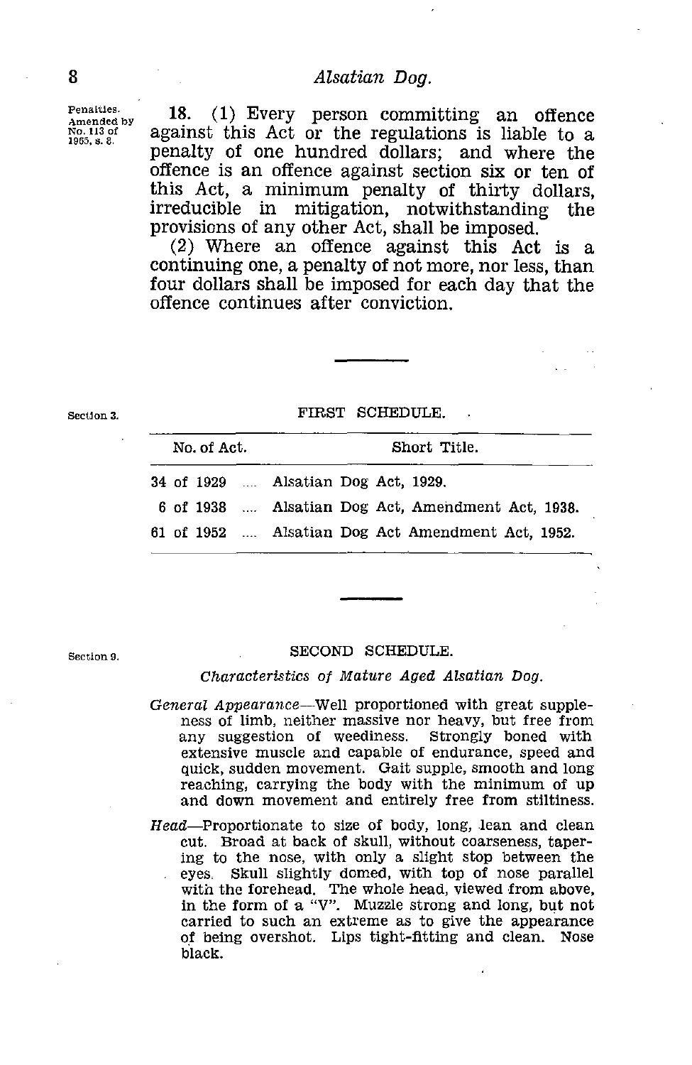Penalties. Amended by No. 113 of 1965, s. 8.

**18.** (1) Every person committing an offence against this Act or the regulations is liable to a penalty of one hundred dollars; and where the offence is an offence against section six or ten of this Act, a minimum penalty of thirty dollars, irreducible in mitigation, notwithstanding the provisions of any other Act, shall be imposed.

(2) Where an offence against this Act is a continuing one, a penalty of not more, nor less, than four dollars shall be imposed for each day that the offence continues after conviction.

---

Section 3.

## FIRST SCHEDULE.

| No. of Act. | Short Title. |
|---|---|
| 34 of 1929 .... | Alsatian Dog Act, 1929. |
| 6 of 1938 .... | Alsatian Dog Act, Amendment Act, 1938. |
| 61 of 1952 .... | Alsatian Dog Act Amendment Act, 1952. |

---

Section 9.

## SECOND SCHEDULE.

*Characteristics of Mature Aged Alsatian Dog.*

*General Appearance*—Well proportioned with great suppleness of limb, neither massive nor heavy, but free from any suggestion of weediness. Strongly boned with extensive muscle and capable of endurance, speed and quick, sudden movement. Gait supple, smooth and long reaching, carrying the body with the minimum of up and down movement and entirely free from stiltiness.

*Head*—Proportionate to size of body, long, lean and clean cut. Broad at back of skull, without coarseness, tapering to the nose, with only a slight stop between the eyes. Skull slightly domed, with top of nose parallel with the forehead. The whole head, viewed from above, in the form of a "V". Muzzle strong and long, but not carried to such an extreme as to give the appearance of being overshot. Lips tight-fitting and clean. Nose black.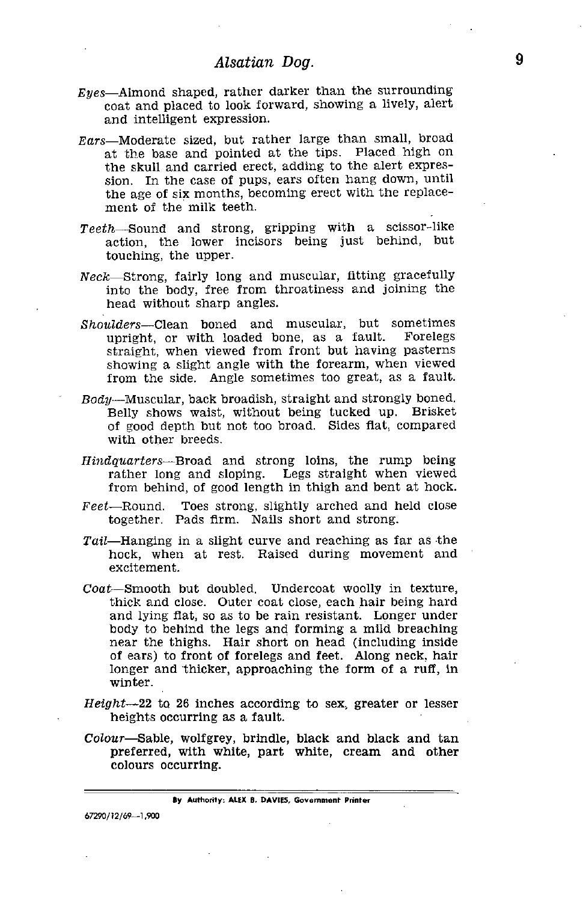*Eyes*—Almond shaped, rather darker than the surrounding coat and placed to look forward, showing a lively, alert and intelligent expression.

*Ears*—Moderate sized, but rather large than small, broad at the base and pointed at the tips. Placed high on the skull and carried erect, adding to the alert expression. In the case of pups, ears often hang down, until the age of six months, becoming erect with the replacement of the milk teeth.

*Teeth*—Sound and strong, gripping with a scissor-like action, the lower incisors being just behind, but touching, the upper.

*Neck*—Strong, fairly long and muscular, fitting gracefully into the body, free from throatiness and joining the head without sharp angles.

*Shoulders*—Clean boned and muscular, but sometimes upright, or with loaded bone, as a fault. Forelegs straight, when viewed from front but having pasterns showing a slight angle with the forearm, when viewed from the side. Angle sometimes too great, as a fault.

*Body*—Muscular, back broadish, straight and strongly boned. Belly shows waist, without being tucked up. Brisket of good depth but not too broad. Sides flat, compared with other breeds.

*Hindquarters*—Broad and strong loins, the rump being rather long and sloping. Legs straight when viewed from behind, of good length in thigh and bent at hock.

*Feet*—Round. Toes strong, slightly arched and held close together. Pads firm. Nails short and strong.

*Tail*—Hanging in a slight curve and reaching as far as the hock, when at rest. Raised during movement and excitement.

*Coat*—Smooth but doubled. Undercoat woolly in texture, thick and close. Outer coat close, each hair being hard and lying flat, so as to be rain resistant. Longer under body to behind the legs and forming a mild breaching near the thighs. Hair short on head (including inside of ears) to front of forelegs and feet. Along neck, hair longer and thicker, approaching the form of a ruff, in winter.

*Height*—22 to 26 inches according to sex, greater or lesser heights occurring as a fault.

*Colour*—Sable, wolfgrey, brindle, black and black and tan preferred, with white, part white, cream and other colours occurring.

---

By Authority: ALEX B. DAVIES, Government Printer

67290/12/69—1,900